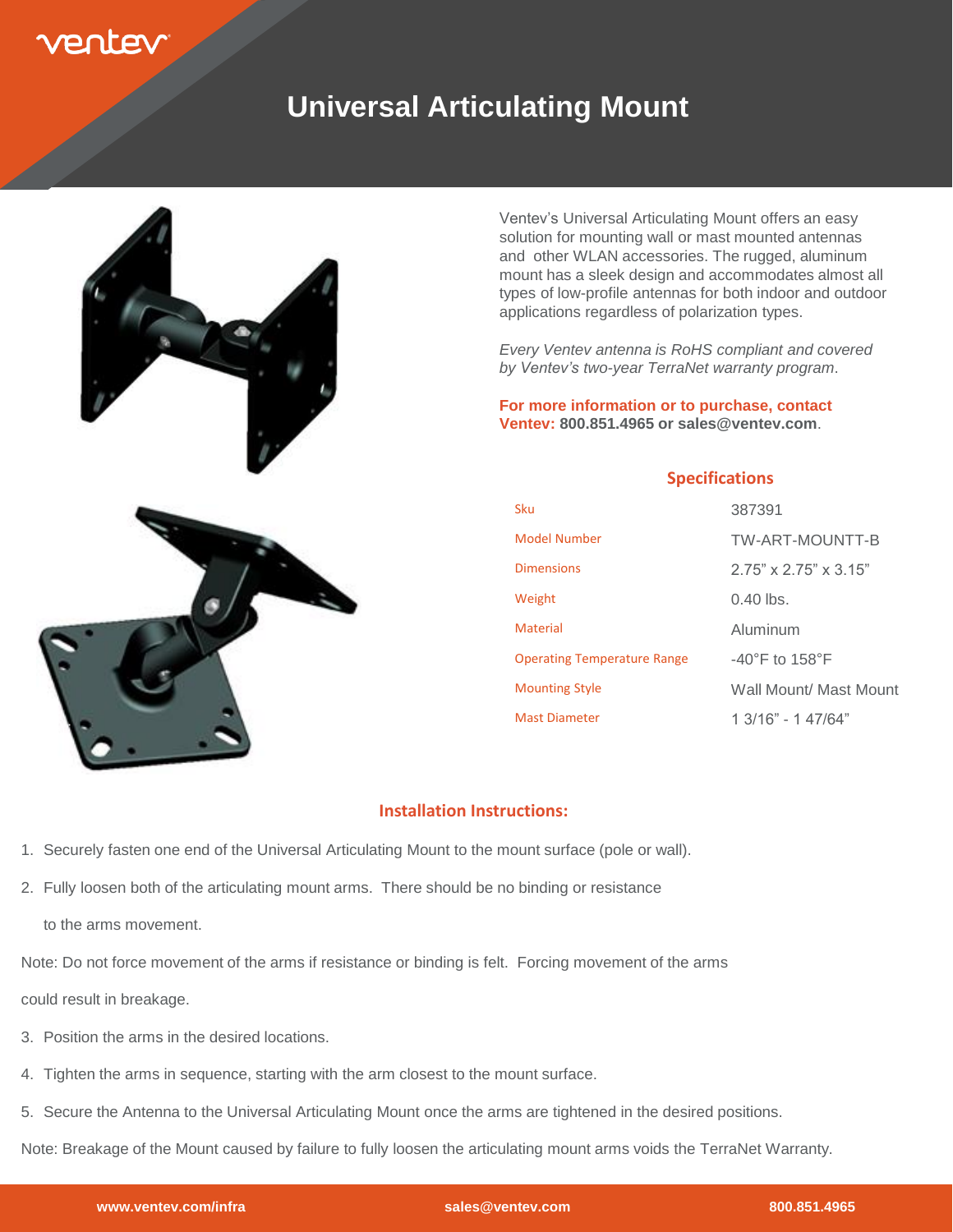ventev

# Universal Articulating Mount

Ventev's Universal Articulating Mount offers an easy solution for mounting wall or mast mounted antennas and other WLAN accessories. The rugged, aluminum mount has a sleek design and accommodates almost all types of low-profile antennas for both indoor and outdoor applications regardless of polarization types.

*Every Ventev antenna is RoHS compliant and covered by Ventev's two-year TerraNet warranty program.*

**For more information or to purchase, contact Ventev: 800.851.4965 or sales@ventev.com**.

## Specifications

| | |
|---|---|
| Sku | 387391 |
| Model Number | TW-ART-MOUNTT-B |
| Dimensions | 2.75" x 2.75" x 3.15" |
| Weight | 0.40 lbs. |
| Material | Aluminum |
| Operating Temperature Range | -40°F to 158°F |
| Mounting Style | Wall Mount/ Mast Mount |
| Mast Diameter | 1 3/16" - 1 47/64" |

## Installation Instructions:

1. Securely fasten one end of the Universal Articulating Mount to the mount surface (pole or wall).
2. Fully loosen both of the articulating mount arms. There should be no binding or resistance to the arms movement.

Note: Do not force movement of the arms if resistance or binding is felt. Forcing movement of the arms could result in breakage.

3. Position the arms in the desired locations.
4. Tighten the arms in sequence, starting with the arm closest to the mount surface.
5. Secure the Antenna to the Universal Articulating Mount once the arms are tightened in the desired positions.

Note: Breakage of the Mount caused by failure to fully loosen the articulating mount arms voids the TerraNet Warranty.

www.ventev.com/infra sales@ventev.com 800.851.4965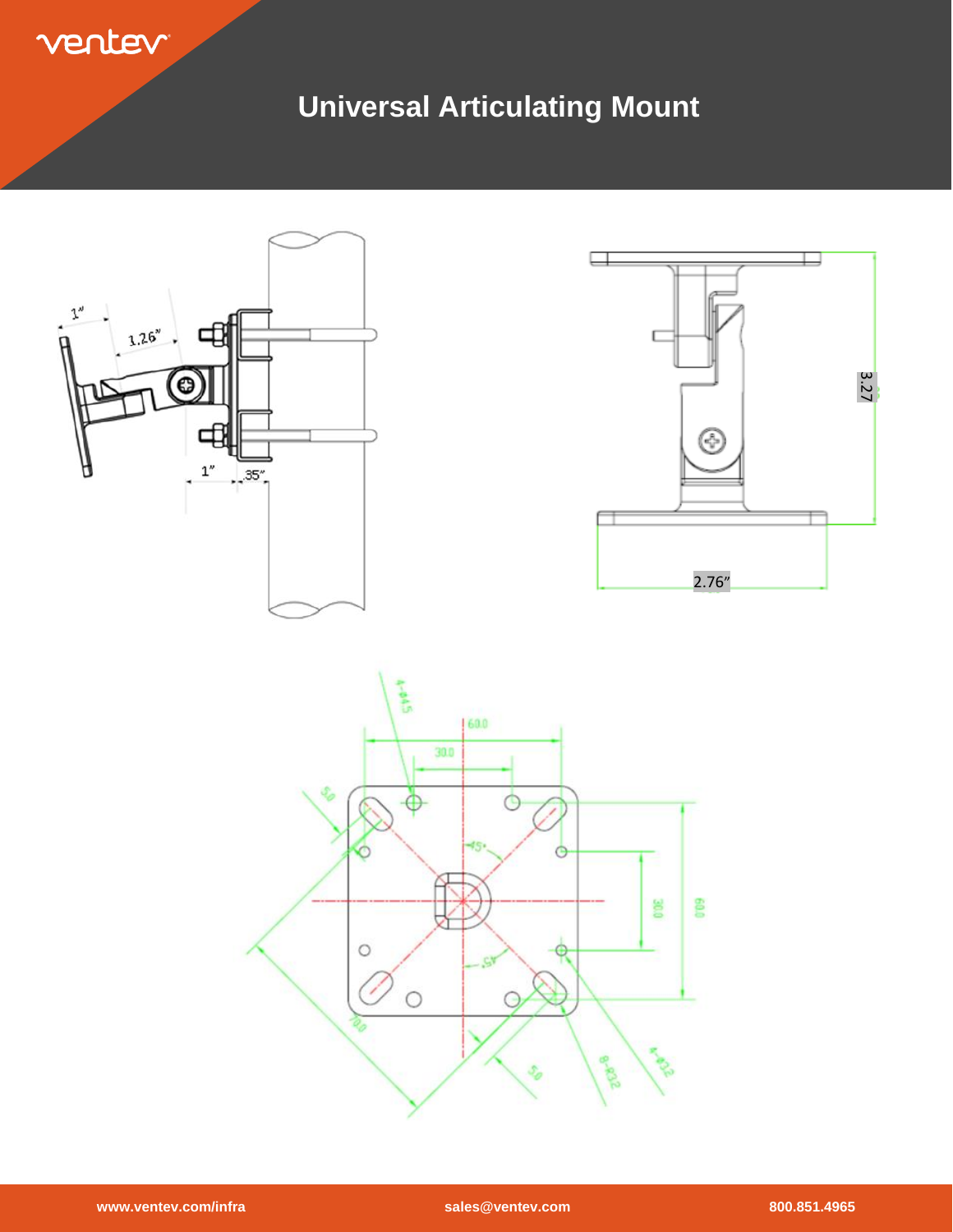# Universal Articulating Mount

1"

1.26"

1"

.35"

3.27

2.76"

4-Ø4.5

60.0

30.0

5.0

45°

45°

30.0

60.0

70.0

5.0

8-Ø3.2

4-Ø3.2